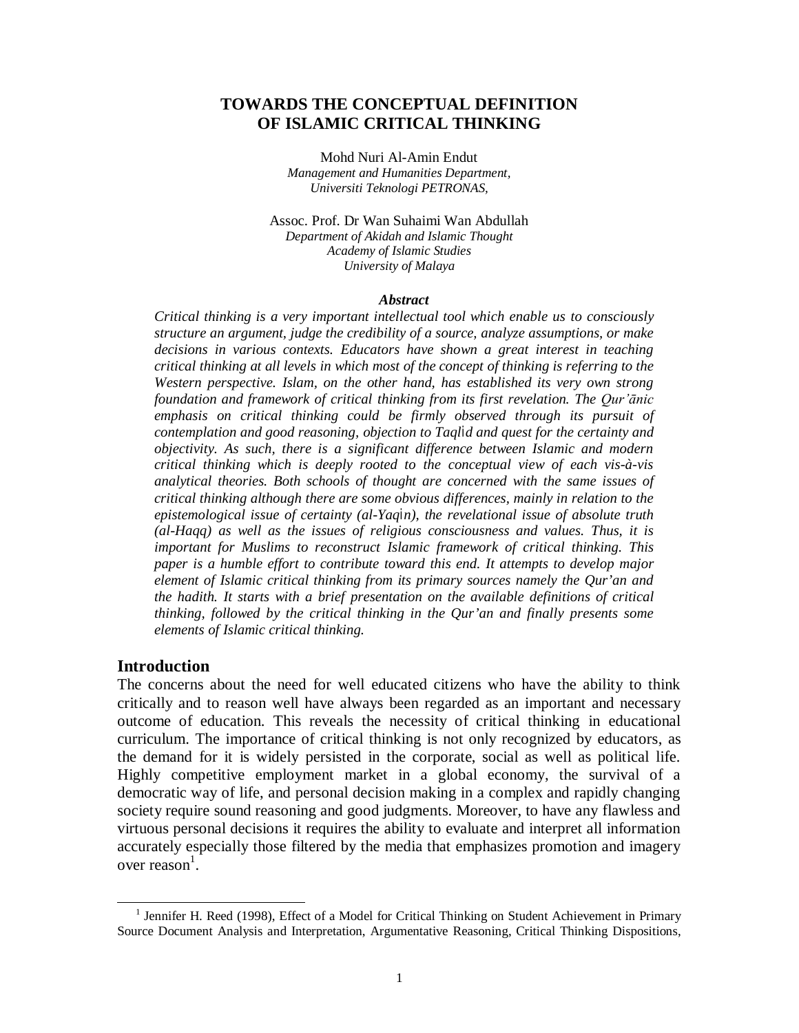# TOWARDS THE CONCEPTUAL DEFINITION OF ISLAMIC CRITICAL THINKING

Mohd Nuri Al-Amin Endut
*Management and Humanities Department,*
*Universiti Teknologi PETRONAS,*

Assoc. Prof. Dr Wan Suhaimi Wan Abdullah
*Department of Akidah and Islamic Thought*
*Academy of Islamic Studies*
*University of Malaya*

***Abstract***

*Critical thinking is a very important intellectual tool which enable us to consciously structure an argument, judge the credibility of a source, analyze assumptions, or make decisions in various contexts. Educators have shown a great interest in teaching critical thinking at all levels in which most of the concept of thinking is referring to the Western perspective. Islam, on the other hand, has established its very own strong foundation and framework of critical thinking from its first revelation. The Qur'ānic emphasis on critical thinking could be firmly observed through its pursuit of contemplation and good reasoning, objection to Taqlīd and quest for the certainty and objectivity. As such, there is a significant difference between Islamic and modern critical thinking which is deeply rooted to the conceptual view of each vis-à-vis analytical theories. Both schools of thought are concerned with the same issues of critical thinking although there are some obvious differences, mainly in relation to the epistemological issue of certainty (al-Yaqīn), the revelational issue of absolute truth (al-Haqq) as well as the issues of religious consciousness and values. Thus, it is important for Muslims to reconstruct Islamic framework of critical thinking. This paper is a humble effort to contribute toward this end. It attempts to develop major element of Islamic critical thinking from its primary sources namely the Qur'an and the hadith. It starts with a brief presentation on the available definitions of critical thinking, followed by the critical thinking in the Qur'an and finally presents some elements of Islamic critical thinking.*

## Introduction

The concerns about the need for well educated citizens who have the ability to think critically and to reason well have always been regarded as an important and necessary outcome of education. This reveals the necessity of critical thinking in educational curriculum. The importance of critical thinking is not only recognized by educators, as the demand for it is widely persisted in the corporate, social as well as political life. Highly competitive employment market in a global economy, the survival of a democratic way of life, and personal decision making in a complex and rapidly changing society require sound reasoning and good judgments. Moreover, to have any flawless and virtuous personal decisions it requires the ability to evaluate and interpret all information accurately especially those filtered by the media that emphasizes promotion and imagery over reason[1].

---

[1] Jennifer H. Reed (1998), Effect of a Model for Critical Thinking on Student Achievement in Primary Source Document Analysis and Interpretation, Argumentative Reasoning, Critical Thinking Dispositions,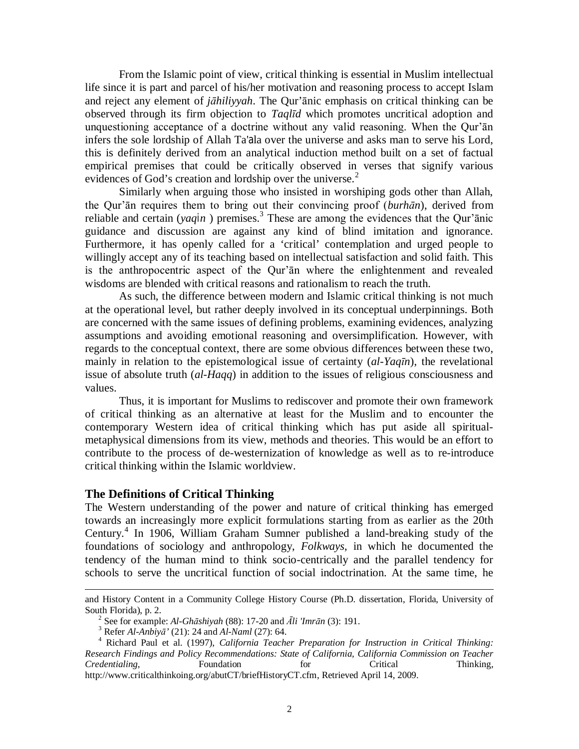From the Islamic point of view, critical thinking is essential in Muslim intellectual life since it is part and parcel of his/her motivation and reasoning process to accept Islam and reject any element of *jāhiliyyah*. The Qur'ānic emphasis on critical thinking can be observed through its firm objection to *Taqlīd* which promotes uncritical adoption and unquestioning acceptance of a doctrine without any valid reasoning. When the Qur'ān infers the sole lordship of Allah Ta'ala over the universe and asks man to serve his Lord, this is definitely derived from an analytical induction method built on a set of factual empirical premises that could be critically observed in verses that signify various evidences of God's creation and lordship over the universe.[2]

Similarly when arguing those who insisted in worshiping gods other than Allah, the Qur'ān requires them to bring out their convincing proof (*burhān*), derived from reliable and certain (*yaqin* ) premises.[3] These are among the evidences that the Qur'ānic guidance and discussion are against any kind of blind imitation and ignorance. Furthermore, it has openly called for a 'critical' contemplation and urged people to willingly accept any of its teaching based on intellectual satisfaction and solid faith. This is the anthropocentric aspect of the Qur'ān where the enlightenment and revealed wisdoms are blended with critical reasons and rationalism to reach the truth.

As such, the difference between modern and Islamic critical thinking is not much at the operational level, but rather deeply involved in its conceptual underpinnings. Both are concerned with the same issues of defining problems, examining evidences, analyzing assumptions and avoiding emotional reasoning and oversimplification. However, with regards to the conceptual context, there are some obvious differences between these two, mainly in relation to the epistemological issue of certainty (*al-Yaqīn*), the revelational issue of absolute truth (*al-Haqq*) in addition to the issues of religious consciousness and values.

Thus, it is important for Muslims to rediscover and promote their own framework of critical thinking as an alternative at least for the Muslim and to encounter the contemporary Western idea of critical thinking which has put aside all spiritual-metaphysical dimensions from its view, methods and theories. This would be an effort to contribute to the process of de-westernization of knowledge as well as to re-introduce critical thinking within the Islamic worldview.

## The Definitions of Critical Thinking

The Western understanding of the power and nature of critical thinking has emerged towards an increasingly more explicit formulations starting from as earlier as the 20th Century.[4] In 1906, William Graham Sumner published a land-breaking study of the foundations of sociology and anthropology, *Folkways*, in which he documented the tendency of the human mind to think socio-centrically and the parallel tendency for schools to serve the uncritical function of social indoctrination. At the same time, he

---

and History Content in a Community College History Course (Ph.D. dissertation, Florida, University of South Florida), p. 2.

[2] See for example: *Al-Ghāshiyah* (88): 17-20 and *Āli 'Imrān* (3): 191.

[3] Refer *Al-Anbiyā'* (21): 24 and *Al-Naml* (27): 64.

[4] Richard Paul et al. (1997), *California Teacher Preparation for Instruction in Critical Thinking: Research Findings and Policy Recommendations: State of California, California Commission on Teacher Credentialing*, Foundation for Critical Thinking, http://www.criticalthinkoing.org/abutCT/briefHistoryCT.cfm, Retrieved April 14, 2009.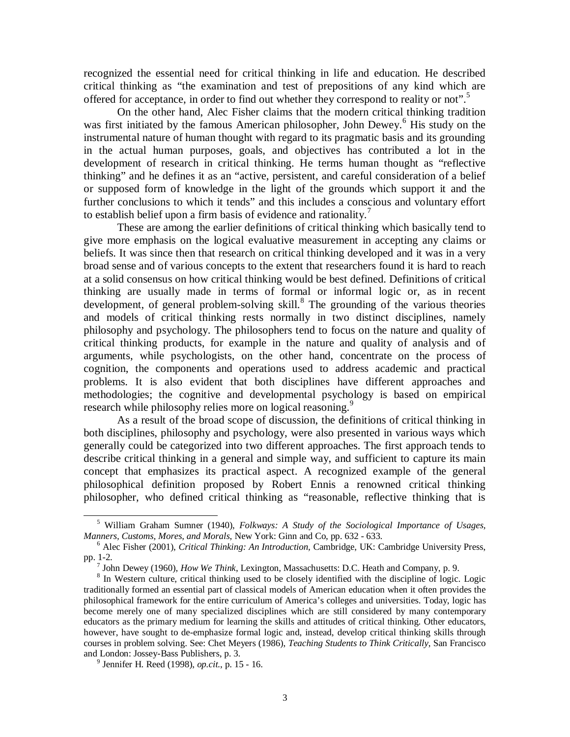recognized the essential need for critical thinking in life and education. He described critical thinking as "the examination and test of prepositions of any kind which are offered for acceptance, in order to find out whether they correspond to reality or not".[5]

On the other hand, Alec Fisher claims that the modern critical thinking tradition was first initiated by the famous American philosopher, John Dewey.[6] His study on the instrumental nature of human thought with regard to its pragmatic basis and its grounding in the actual human purposes, goals, and objectives has contributed a lot in the development of research in critical thinking. He terms human thought as "reflective thinking" and he defines it as an "active, persistent, and careful consideration of a belief or supposed form of knowledge in the light of the grounds which support it and the further conclusions to which it tends" and this includes a conscious and voluntary effort to establish belief upon a firm basis of evidence and rationality.[7]

These are among the earlier definitions of critical thinking which basically tend to give more emphasis on the logical evaluative measurement in accepting any claims or beliefs. It was since then that research on critical thinking developed and it was in a very broad sense and of various concepts to the extent that researchers found it is hard to reach at a solid consensus on how critical thinking would be best defined. Definitions of critical thinking are usually made in terms of formal or informal logic or, as in recent development, of general problem-solving skill.[8] The grounding of the various theories and models of critical thinking rests normally in two distinct disciplines, namely philosophy and psychology. The philosophers tend to focus on the nature and quality of critical thinking products, for example in the nature and quality of analysis and of arguments, while psychologists, on the other hand, concentrate on the process of cognition, the components and operations used to address academic and practical problems. It is also evident that both disciplines have different approaches and methodologies; the cognitive and developmental psychology is based on empirical research while philosophy relies more on logical reasoning.[9]

As a result of the broad scope of discussion, the definitions of critical thinking in both disciplines, philosophy and psychology, were also presented in various ways which generally could be categorized into two different approaches. The first approach tends to describe critical thinking in a general and simple way, and sufficient to capture its main concept that emphasizes its practical aspect. A recognized example of the general philosophical definition proposed by Robert Ennis a renowned critical thinking philosopher, who defined critical thinking as "reasonable, reflective thinking that is

---

[5] William Graham Sumner (1940), *Folkways: A Study of the Sociological Importance of Usages, Manners, Customs, Mores, and Morals*, New York: Ginn and Co, pp. 632 - 633.

[6] Alec Fisher (2001), *Critical Thinking: An Introduction*, Cambridge, UK: Cambridge University Press, pp. 1-2.

[7] John Dewey (1960), *How We Think*, Lexington, Massachusetts: D.C. Heath and Company, p. 9.

[8] In Western culture, critical thinking used to be closely identified with the discipline of logic. Logic traditionally formed an essential part of classical models of American education when it often provides the philosophical framework for the entire curriculum of America's colleges and universities. Today, logic has become merely one of many specialized disciplines which are still considered by many contemporary educators as the primary medium for learning the skills and attitudes of critical thinking. Other educators, however, have sought to de-emphasize formal logic and, instead, develop critical thinking skills through courses in problem solving. See: Chet Meyers (1986), *Teaching Students to Think Critically*, San Francisco and London: Jossey-Bass Publishers, p. 3.

[9] Jennifer H. Reed (1998), *op.cit.*, p. 15 - 16.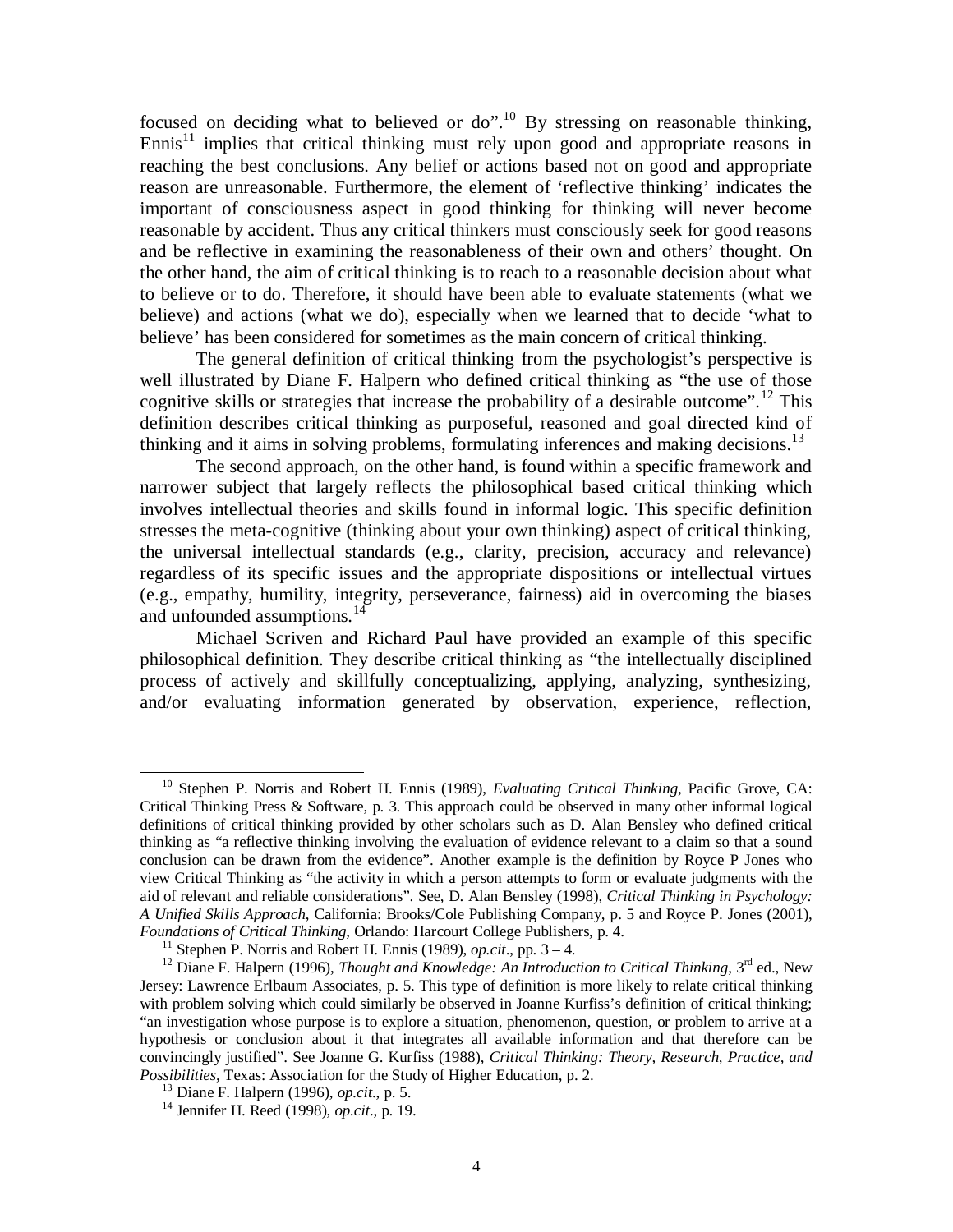focused on deciding what to believed or do".[10] By stressing on reasonable thinking, Ennis[11] implies that critical thinking must rely upon good and appropriate reasons in reaching the best conclusions. Any belief or actions based not on good and appropriate reason are unreasonable. Furthermore, the element of 'reflective thinking' indicates the important of consciousness aspect in good thinking for thinking will never become reasonable by accident. Thus any critical thinkers must consciously seek for good reasons and be reflective in examining the reasonableness of their own and others' thought. On the other hand, the aim of critical thinking is to reach to a reasonable decision about what to believe or to do. Therefore, it should have been able to evaluate statements (what we believe) and actions (what we do), especially when we learned that to decide 'what to believe' has been considered for sometimes as the main concern of critical thinking.

The general definition of critical thinking from the psychologist's perspective is well illustrated by Diane F. Halpern who defined critical thinking as "the use of those cognitive skills or strategies that increase the probability of a desirable outcome".[12] This definition describes critical thinking as purposeful, reasoned and goal directed kind of thinking and it aims in solving problems, formulating inferences and making decisions.[13]

The second approach, on the other hand, is found within a specific framework and narrower subject that largely reflects the philosophical based critical thinking which involves intellectual theories and skills found in informal logic. This specific definition stresses the meta-cognitive (thinking about your own thinking) aspect of critical thinking, the universal intellectual standards (e.g., clarity, precision, accuracy and relevance) regardless of its specific issues and the appropriate dispositions or intellectual virtues (e.g., empathy, humility, integrity, perseverance, fairness) aid in overcoming the biases and unfounded assumptions.[14]

Michael Scriven and Richard Paul have provided an example of this specific philosophical definition. They describe critical thinking as "the intellectually disciplined process of actively and skillfully conceptualizing, applying, analyzing, synthesizing, and/or evaluating information generated by observation, experience, reflection,

---

[10] Stephen P. Norris and Robert H. Ennis (1989), *Evaluating Critical Thinking*, Pacific Grove, CA: Critical Thinking Press & Software, p. 3. This approach could be observed in many other informal logical definitions of critical thinking provided by other scholars such as D. Alan Bensley who defined critical thinking as "a reflective thinking involving the evaluation of evidence relevant to a claim so that a sound conclusion can be drawn from the evidence". Another example is the definition by Royce P Jones who view Critical Thinking as "the activity in which a person attempts to form or evaluate judgments with the aid of relevant and reliable considerations". See, D. Alan Bensley (1998), *Critical Thinking in Psychology: A Unified Skills Approach*, California: Brooks/Cole Publishing Company, p. 5 and Royce P. Jones (2001), *Foundations of Critical Thinking*, Orlando: Harcourt College Publishers, p. 4.

[11] Stephen P. Norris and Robert H. Ennis (1989), *op.cit*., pp. 3 – 4.

[12] Diane F. Halpern (1996), *Thought and Knowledge: An Introduction to Critical Thinking*, 3rd ed., New Jersey: Lawrence Erlbaum Associates, p. 5. This type of definition is more likely to relate critical thinking with problem solving which could similarly be observed in Joanne Kurfiss's definition of critical thinking; "an investigation whose purpose is to explore a situation, phenomenon, question, or problem to arrive at a hypothesis or conclusion about it that integrates all available information and that therefore can be convincingly justified". See Joanne G. Kurfiss (1988), *Critical Thinking: Theory, Research, Practice, and Possibilities*, Texas: Association for the Study of Higher Education, p. 2.

[13] Diane F. Halpern (1996), *op.cit*., p. 5.

[14] Jennifer H. Reed (1998), *op.cit*., p. 19.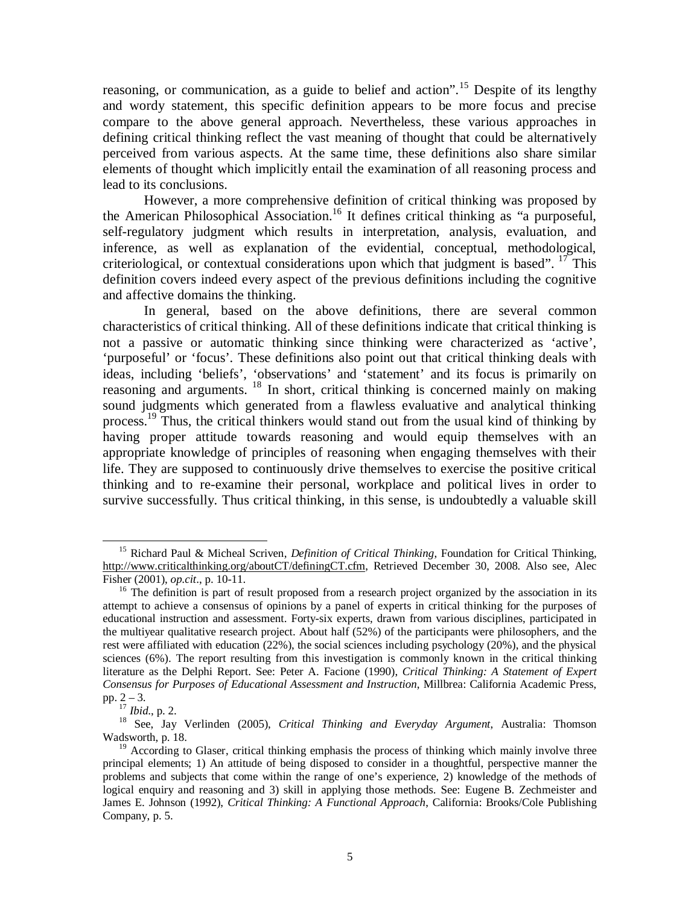reasoning, or communication, as a guide to belief and action".[15] Despite of its lengthy and wordy statement, this specific definition appears to be more focus and precise compare to the above general approach. Nevertheless, these various approaches in defining critical thinking reflect the vast meaning of thought that could be alternatively perceived from various aspects. At the same time, these definitions also share similar elements of thought which implicitly entail the examination of all reasoning process and lead to its conclusions.

However, a more comprehensive definition of critical thinking was proposed by the American Philosophical Association.[16] It defines critical thinking as "a purposeful, self-regulatory judgment which results in interpretation, analysis, evaluation, and inference, as well as explanation of the evidential, conceptual, methodological, criteriological, or contextual considerations upon which that judgment is based". [17] This definition covers indeed every aspect of the previous definitions including the cognitive and affective domains the thinking.

In general, based on the above definitions, there are several common characteristics of critical thinking. All of these definitions indicate that critical thinking is not a passive or automatic thinking since thinking were characterized as 'active', 'purposeful' or 'focus'. These definitions also point out that critical thinking deals with ideas, including 'beliefs', 'observations' and 'statement' and its focus is primarily on reasoning and arguments. [18] In short, critical thinking is concerned mainly on making sound judgments which generated from a flawless evaluative and analytical thinking process.[19] Thus, the critical thinkers would stand out from the usual kind of thinking by having proper attitude towards reasoning and would equip themselves with an appropriate knowledge of principles of reasoning when engaging themselves with their life. They are supposed to continuously drive themselves to exercise the positive critical thinking and to re-examine their personal, workplace and political lives in order to survive successfully. Thus critical thinking, in this sense, is undoubtedly a valuable skill

---

[15] Richard Paul & Micheal Scriven, *Definition of Critical Thinking*, Foundation for Critical Thinking, http://www.criticalthinking.org/aboutCT/definingCT.cfm, Retrieved December 30, 2008. Also see, Alec Fisher (2001), *op.cit*., p. 10-11.

[16] The definition is part of result proposed from a research project organized by the association in its attempt to achieve a consensus of opinions by a panel of experts in critical thinking for the purposes of educational instruction and assessment. Forty-six experts, drawn from various disciplines, participated in the multiyear qualitative research project. About half (52%) of the participants were philosophers, and the rest were affiliated with education (22%), the social sciences including psychology (20%), and the physical sciences (6%). The report resulting from this investigation is commonly known in the critical thinking literature as the Delphi Report. See: Peter A. Facione (1990), *Critical Thinking: A Statement of Expert Consensus for Purposes of Educational Assessment and Instruction*, Millbrea: California Academic Press, pp. 2 – 3.

[17] *Ibid*., p. 2.

[18] See, Jay Verlinden (2005), *Critical Thinking and Everyday Argument*, Australia: Thomson Wadsworth, p. 18.

[19] According to Glaser, critical thinking emphasis the process of thinking which mainly involve three principal elements; 1) An attitude of being disposed to consider in a thoughtful, perspective manner the problems and subjects that come within the range of one's experience, 2) knowledge of the methods of logical enquiry and reasoning and 3) skill in applying those methods. See: Eugene B. Zechmeister and James E. Johnson (1992), *Critical Thinking: A Functional Approach*, California: Brooks/Cole Publishing Company, p. 5.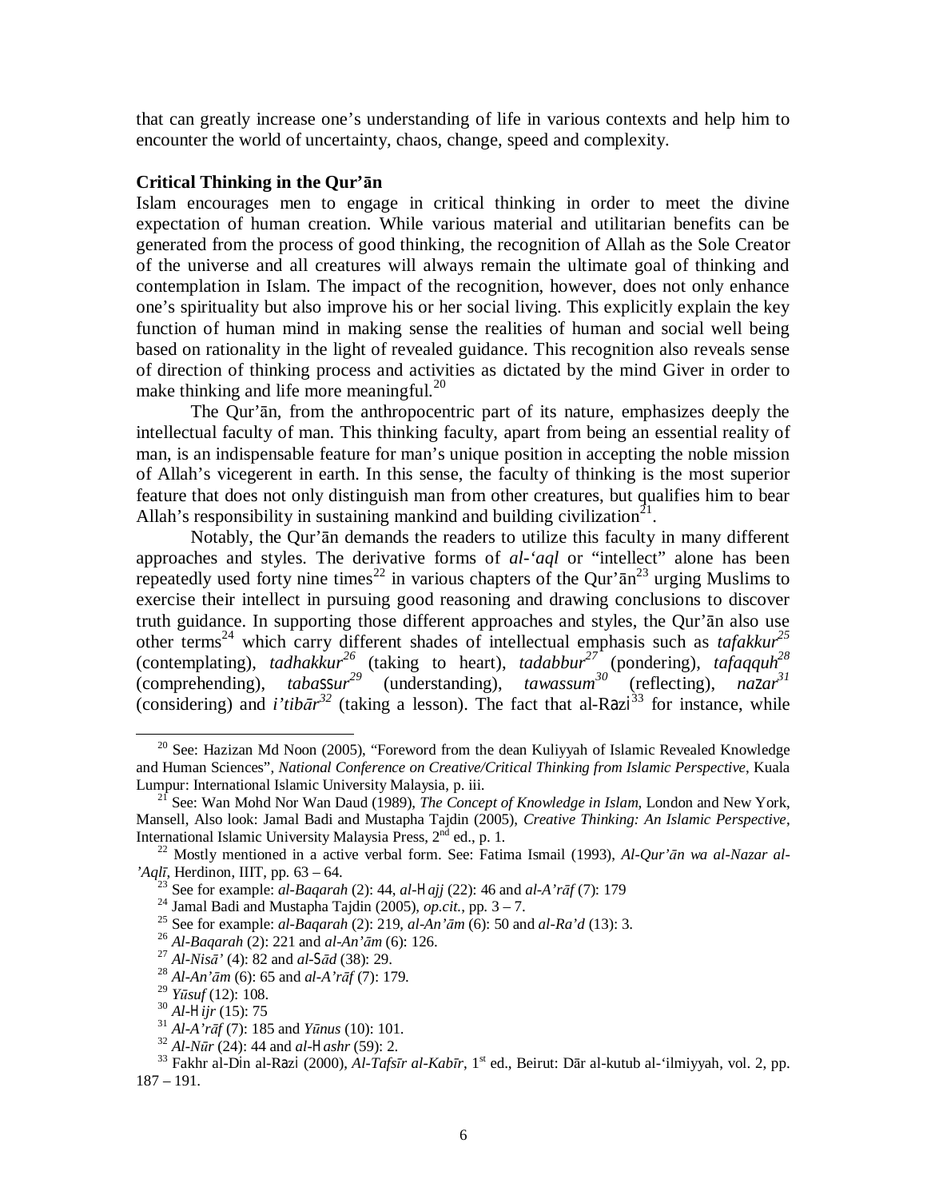that can greatly increase one's understanding of life in various contexts and help him to encounter the world of uncertainty, chaos, change, speed and complexity.

**Critical Thinking in the Qur'ān**

Islam encourages men to engage in critical thinking in order to meet the divine expectation of human creation. While various material and utilitarian benefits can be generated from the process of good thinking, the recognition of Allah as the Sole Creator of the universe and all creatures will always remain the ultimate goal of thinking and contemplation in Islam. The impact of the recognition, however, does not only enhance one's spirituality but also improve his or her social living. This explicitly explain the key function of human mind in making sense the realities of human and social well being based on rationality in the light of revealed guidance. This recognition also reveals sense of direction of thinking process and activities as dictated by the mind Giver in order to make thinking and life more meaningful.[20]

The Qur'ān, from the anthropocentric part of its nature, emphasizes deeply the intellectual faculty of man. This thinking faculty, apart from being an essential reality of man, is an indispensable feature for man's unique position in accepting the noble mission of Allah's vicegerent in earth. In this sense, the faculty of thinking is the most superior feature that does not only distinguish man from other creatures, but qualifies him to bear Allah's responsibility in sustaining mankind and building civilization[21].

Notably, the Qur'ān demands the readers to utilize this faculty in many different approaches and styles. The derivative forms of *al-'aql* or "intellect" alone has been repeatedly used forty nine times[22] in various chapters of the Qur'ān[23] urging Muslims to exercise their intellect in pursuing good reasoning and drawing conclusions to discover truth guidance. In supporting those different approaches and styles, the Qur'ān also use other terms[24] which carry different shades of intellectual emphasis such as *tafakkur*[25] (contemplating), *tadhakkur*[26] (taking to heart), *tadabbur*[27] (pondering), *tafaqquh*[28] (comprehending), *tabaṣṣur*[29] (understanding), *tawassum*[30] (reflecting), *naẓar*[31] (considering) and *i'tibār*[32] (taking a lesson). The fact that al-Rāzi[33] for instance, while

---

[20] See: Hazizan Md Noon (2005), "Foreword from the dean Kuliyyah of Islamic Revealed Knowledge and Human Sciences", *National Conference on Creative/Critical Thinking from Islamic Perspective*, Kuala Lumpur: International Islamic University Malaysia, p. iii.

[21] See: Wan Mohd Nor Wan Daud (1989), *The Concept of Knowledge in Islam*, London and New York, Mansell, Also look: Jamal Badi and Mustapha Tajdin (2005), *Creative Thinking: An Islamic Perspective*, International Islamic University Malaysia Press, 2nd ed., p. 1.

[22] Mostly mentioned in a active verbal form. See: Fatima Ismail (1993), *Al-Qur'ān wa al-Nazar al-'Aqlī*, Herdinon, IIIT, pp. 63 – 64.

[23] See for example: *al-Baqarah* (2): 44, *al-Ḥajj* (22): 46 and *al-A'rāf* (7): 179

[24] Jamal Badi and Mustapha Tajdin (2005), *op.cit.*, pp. 3 – 7.

[25] See for example: *al-Baqarah* (2): 219, *al-An'ām* (6): 50 and *al-Ra'd* (13): 3.

[26] *Al-Baqarah* (2): 221 and *al-An'ām* (6): 126.

[27] *Al-Nisā'* (4): 82 and *al-Ṣād* (38): 29.

[28] *Al-An'ām* (6): 65 and *al-A'rāf* (7): 179.

[29] *Yūsuf* (12): 108.

[30] *Al-Ḥijr* (15): 75

[31] *Al-A'rāf* (7): 185 and *Yūnus* (10): 101.

[32] *Al-Nūr* (24): 44 and *al-Ḥashr* (59): 2.

[33] Fakhr al-Dīn al-Rāzī (2000), *Al-Tafsīr al-Kabīr*, 1st ed., Beirut: Dār al-kutub al-'ilmiyyah, vol. 2, pp. 187 – 191.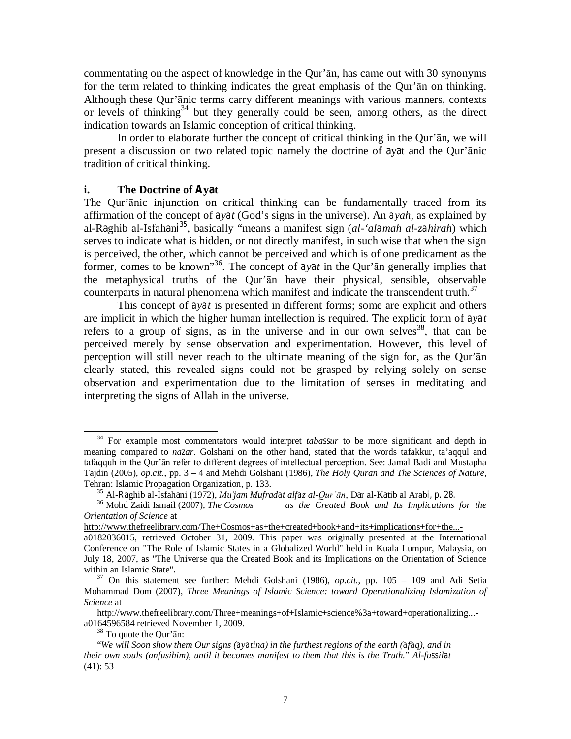commentating on the aspect of knowledge in the Qur'ān, has came out with 30 synonyms for the term related to thinking indicates the great emphasis of the Qur'ān on thinking. Although these Qur'ānic terms carry different meanings with various manners, contexts or levels of thinking[34] but they generally could be seen, among others, as the direct indication towards an Islamic conception of critical thinking.

In order to elaborate further the concept of critical thinking in the Qur'ān, we will present a discussion on two related topic namely the doctrine of āyāt and the Qur'ānic tradition of critical thinking.

### i. The Doctrine of Āyāt

The Qur'ānic injunction on critical thinking can be fundamentally traced from its affirmation of the concept of *āyāt* (God's signs in the universe). An *āyah*, as explained by al-Rāghib al-Isfahānī[35], basically "means a manifest sign (*al-'alāmah al-zāhirah*) which serves to indicate what is hidden, or not directly manifest, in such wise that when the sign is perceived, the other, which cannot be perceived and which is of one predicament as the former, comes to be known"[36]. The concept of *āyāt* in the Qur'ān generally implies that the metaphysical truths of the Qur'ān have their physical, sensible, observable counterparts in natural phenomena which manifest and indicate the transcendent truth.[37]

This concept of *āyāt* is presented in different forms; some are explicit and others are implicit in which the higher human intellection is required. The explicit form of *āyāt* refers to a group of signs, as in the universe and in our own selves[38], that can be perceived merely by sense observation and experimentation. However, this level of perception will still never reach to the ultimate meaning of the sign for, as the Qur'ān clearly stated, this revealed signs could not be grasped by relying solely on sense observation and experimentation due to the limitation of senses in meditating and interpreting the signs of Allah in the universe.

---

[34] For example most commentators would interpret *tabaṣṣur* to be more significant and depth in meaning compared to *naẓar*. Golshani on the other hand, stated that the words tafakkur, ta'aqqul and tafaqquh in the Qur'ān refer to different degrees of intellectual perception. See: Jamal Badi and Mustapha Tajdin (2005), *op.cit.*, pp. 3 – 4 and Mehdi Golshani (1986), *The Holy Quran and The Sciences of Nature*, Tehran: Islamic Propagation Organization, p. 133.

[35] Al-Rāghib al-Isfahānī (1972), *Mu'jam Mufradāt alfāz al-Qur'ān*, Dār al-Kātib al Arabī, p. 28.

[36] Mohd Zaidi Ismail (2007), *The Cosmos as the Created Book and Its Implications for the Orientation of Science* at http://www.thefreelibrary.com/The+Cosmos+as+the+created+book+and+its+implications+for+the...-a0182036015, retrieved October 31, 2009. This paper was originally presented at the International Conference on "The Role of Islamic States in a Globalized World" held in Kuala Lumpur, Malaysia, on July 18, 2007, as "The Universe qua the Created Book and its Implications on the Orientation of Science within an Islamic State".

[37] On this statement see further: Mehdi Golshani (1986), *op.cit.*, pp. 105 – 109 and Adi Setia Mohammad Dom (2007), *Three Meanings of Islamic Science: toward Operationalizing Islamization of Science* at http://www.thefreelibrary.com/Three+meanings+of+Islamic+science%3a+toward+operationalizing...-a0164596584 retrieved November 1, 2009.

[38] To quote the Qur'ān:

"*We will Soon show them Our signs (āyātina) in the furthest regions of the earth (āfāq), and in their own souls (anfusihim), until it becomes manifest to them that this is the Truth.*" *Al-fuṣṣilat* (41): 53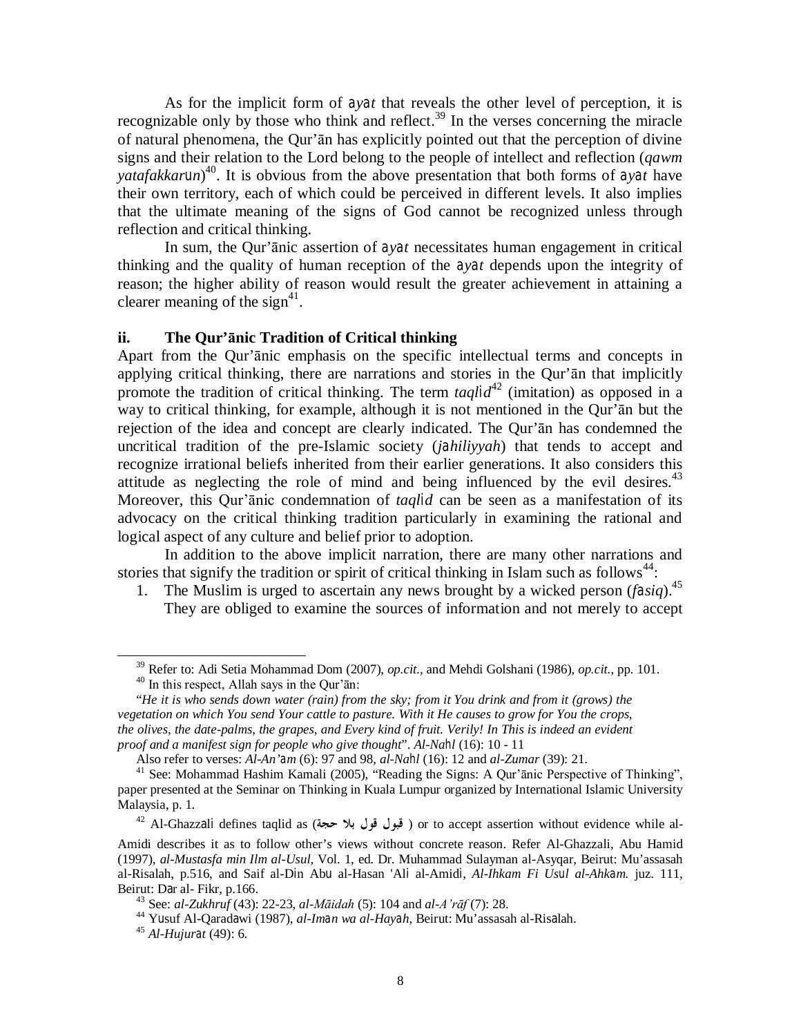As for the implicit form of *ayat* that reveals the other level of perception, it is recognizable only by those who think and reflect.[39] In the verses concerning the miracle of natural phenomena, the Qur'ān has explicitly pointed out that the perception of divine signs and their relation to the Lord belong to the people of intellect and reflection (*qawm yatafakkarun*)[40]. It is obvious from the above presentation that both forms of *ayat* have their own territory, each of which could be perceived in different levels. It also implies that the ultimate meaning of the signs of God cannot be recognized unless through reflection and critical thinking.

In sum, the Qur'ānic assertion of *ayat* necessitates human engagement in critical thinking and the quality of human reception of the *ayat* depends upon the integrity of reason; the higher ability of reason would result the greater achievement in attaining a clearer meaning of the sign[41].

### ii. The Qur'ānic Tradition of Critical thinking

Apart from the Qur'ānic emphasis on the specific intellectual terms and concepts in applying critical thinking, there are narrations and stories in the Qur'ān that implicitly promote the tradition of critical thinking. The term *taqlid*[42] (imitation) as opposed in a way to critical thinking, for example, although it is not mentioned in the Qur'ān but the rejection of the idea and concept are clearly indicated. The Qur'ān has condemned the uncritical tradition of the pre-Islamic society (*jahiliyyah*) that tends to accept and recognize irrational beliefs inherited from their earlier generations. It also considers this attitude as neglecting the role of mind and being influenced by the evil desires.[43] Moreover, this Qur'ānic condemnation of *taqlid* can be seen as a manifestation of its advocacy on the critical thinking tradition particularly in examining the rational and logical aspect of any culture and belief prior to adoption.

In addition to the above implicit narration, there are many other narrations and stories that signify the tradition or spirit of critical thinking in Islam such as follows[44]:

1. The Muslim is urged to ascertain any news brought by a wicked person (*fasiq*).[45] They are obliged to examine the sources of information and not merely to accept

---

[39] Refer to: Adi Setia Mohammad Dom (2007), *op.cit.*, and Mehdi Golshani (1986), *op.cit.*, pp. 101.

[40] In this respect, Allah says in the Qur'ān:

"*He it is who sends down water (rain) from the sky; from it You drink and from it (grows) the vegetation on which You send Your cattle to pasture. With it He causes to grow for You the crops, the olives, the date-palms, the grapes, and Every kind of fruit. Verily! In This is indeed an evident proof and a manifest sign for people who give thought*". *Al-Nahl* (16): 10 - 11

Also refer to verses: *Al-An'am* (6): 97 and 98, *al-Nahl* (16): 12 and *al-Zumar* (39): 21.

[41] See: Mohammad Hashim Kamali (2005), "Reading the Signs: A Qur'ānic Perspective of Thinking", paper presented at the Seminar on Thinking in Kuala Lumpur organized by International Islamic University Malaysia, p. 1.

[42] Al-Ghazzali defines taqlid as (قبول قول بلا حجة) or to accept assertion without evidence while al-Amidi describes it as to follow other's views without concrete reason. Refer Al-Ghazzali, Abu Hamid (1997), *al-Mustasfa min Ilm al-Usul*, Vol. 1, ed. Dr. Muhammad Sulayman al-Asyqar, Beirut: Mu'assasah al-Risalah, p.516, and Saif al-Din Abu al-Hasan 'Ali al-Amidi, *Al-Ihkam Fi Usul al-Ahkam.* juz. 111, Beirut: Dar al- Fikr, p.166.

[43] See: *al-Zukhruf* (43): 22-23, *al-Māidah* (5): 104 and *al-A'rāf* (7): 28.

[44] Yusuf Al-Qaradawi (1987), *al-Iman wa al-Hayah*, Beirut: Mu'assasah al-Risalah.

[45] *Al-Hujurat* (49): 6.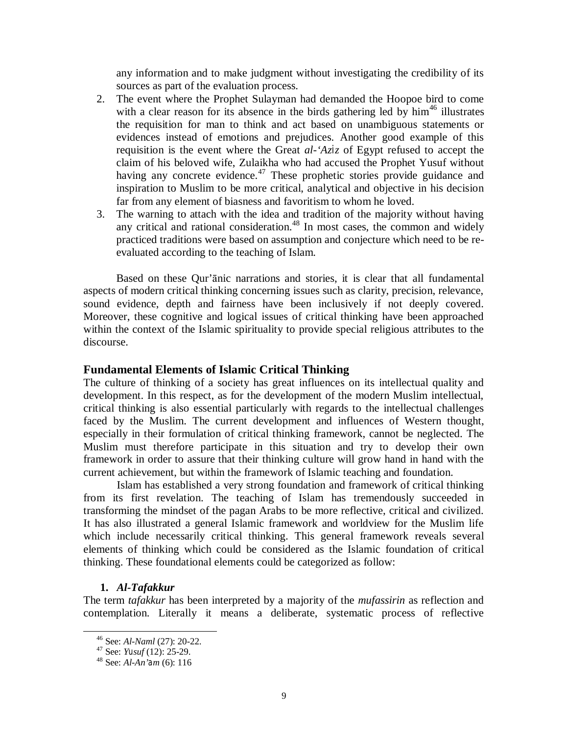any information and to make judgment without investigating the credibility of its sources as part of the evaluation process.

2. The event where the Prophet Sulayman had demanded the Hoopoe bird to come with a clear reason for its absence in the birds gathering led by him[46] illustrates the requisition for man to think and act based on unambiguous statements or evidences instead of emotions and prejudices. Another good example of this requisition is the event where the Great *al-'Azīz* of Egypt refused to accept the claim of his beloved wife, Zulaikha who had accused the Prophet Yusuf without having any concrete evidence.[47] These prophetic stories provide guidance and inspiration to Muslim to be more critical, analytical and objective in his decision far from any element of biasness and favoritism to whom he loved.
3. The warning to attach with the idea and tradition of the majority without having any critical and rational consideration.[48] In most cases, the common and widely practiced traditions were based on assumption and conjecture which need to be re-evaluated according to the teaching of Islam.

Based on these Qur'ānic narrations and stories, it is clear that all fundamental aspects of modern critical thinking concerning issues such as clarity, precision, relevance, sound evidence, depth and fairness have been inclusively if not deeply covered. Moreover, these cognitive and logical issues of critical thinking have been approached within the context of the Islamic spirituality to provide special religious attributes to the discourse.

## Fundamental Elements of Islamic Critical Thinking

The culture of thinking of a society has great influences on its intellectual quality and development. In this respect, as for the development of the modern Muslim intellectual, critical thinking is also essential particularly with regards to the intellectual challenges faced by the Muslim. The current development and influences of Western thought, especially in their formulation of critical thinking framework, cannot be neglected. The Muslim must therefore participate in this situation and try to develop their own framework in order to assure that their thinking culture will grow hand in hand with the current achievement, but within the framework of Islamic teaching and foundation.

Islam has established a very strong foundation and framework of critical thinking from its first revelation. The teaching of Islam has tremendously succeeded in transforming the mindset of the pagan Arabs to be more reflective, critical and civilized. It has also illustrated a general Islamic framework and worldview for the Muslim life which include necessarily critical thinking. This general framework reveals several elements of thinking which could be considered as the Islamic foundation of critical thinking. These foundational elements could be categorized as follow:

### 1. *Al-Tafakkur*

The term *tafakkur* has been interpreted by a majority of the *mufassirin* as reflection and contemplation. Literally it means a deliberate, systematic process of reflective

---

[46] See: *Al-Naml* (27): 20-22.

[47] See: *Yūsuf* (12): 25-29.

[48] See: *Al-An'ām* (6): 116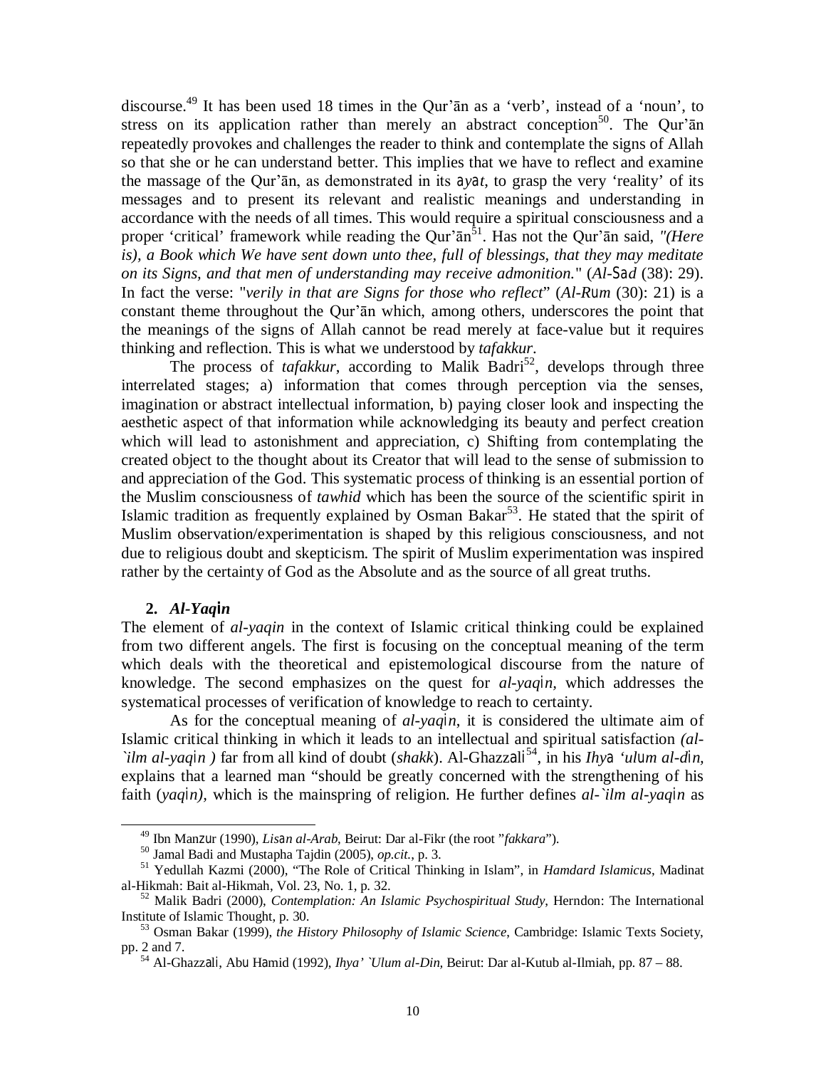discourse.[49] It has been used 18 times in the Qur'ān as a 'verb', instead of a 'noun', to stress on its application rather than merely an abstract conception[50]. The Qur'ān repeatedly provokes and challenges the reader to think and contemplate the signs of Allah so that she or he can understand better. This implies that we have to reflect and examine the massage of the Qur'ān, as demonstrated in its *ayat*, to grasp the very 'reality' of its messages and to present its relevant and realistic meanings and understanding in accordance with the needs of all times. This would require a spiritual consciousness and a proper 'critical' framework while reading the Qur'ān[51]. Has not the Qur'ān said, *"(Here is), a Book which We have sent down unto thee, full of blessings, that they may meditate on its Signs, and that men of understanding may receive admonition."* (*Al-Sad* (38): 29). In fact the verse: "*verily in that are Signs for those who reflect*" (*Al-Rum* (30): 21) is a constant theme throughout the Qur'ān which, among others, underscores the point that the meanings of the signs of Allah cannot be read merely at face-value but it requires thinking and reflection. This is what we understood by *tafakkur*.

The process of *tafakkur*, according to Malik Badri[52], develops through three interrelated stages; a) information that comes through perception via the senses, imagination or abstract intellectual information, b) paying closer look and inspecting the aesthetic aspect of that information while acknowledging its beauty and perfect creation which will lead to astonishment and appreciation, c) Shifting from contemplating the created object to the thought about its Creator that will lead to the sense of submission to and appreciation of the God. This systematic process of thinking is an essential portion of the Muslim consciousness of *tawhid* which has been the source of the scientific spirit in Islamic tradition as frequently explained by Osman Bakar[53]. He stated that the spirit of Muslim observation/experimentation is shaped by this religious consciousness, and not due to religious doubt and skepticism. The spirit of Muslim experimentation was inspired rather by the certainty of God as the Absolute and as the source of all great truths.

**2. *Al-Yaqin***

The element of *al-yaqin* in the context of Islamic critical thinking could be explained from two different angels. The first is focusing on the conceptual meaning of the term which deals with the theoretical and epistemological discourse from the nature of knowledge. The second emphasizes on the quest for *al-yaqin,* which addresses the systematical processes of verification of knowledge to reach to certainty.

As for the conceptual meaning of *al-yaqin*, it is considered the ultimate aim of Islamic critical thinking in which it leads to an intellectual and spiritual satisfaction *(al-`ilm al-yaqin )* far from all kind of doubt (*shakk*). Al-Ghazzali[54], in his *Ihya 'ulum al-din,* explains that a learned man "should be greatly concerned with the strengthening of his faith (*yaqin),* which is the mainspring of religion. He further defines *al-`ilm al-yaqin* as

---

[49] Ibn Manzur (1990), *Lisan al-Arab,* Beirut: Dar al-Fikr (the root "*fakkara*").

[50] Jamal Badi and Mustapha Tajdin (2005), *op.cit.*, p. 3.

[51] Yedullah Kazmi (2000), "The Role of Critical Thinking in Islam", in *Hamdard Islamicus*, Madinat al-Hikmah: Bait al-Hikmah, Vol. 23, No. 1, p. 32.

[52] Malik Badri (2000), *Contemplation: An Islamic Psychospiritual Study*, Herndon: The International Institute of Islamic Thought, p. 30.

[53] Osman Bakar (1999), *the History Philosophy of Islamic Science*, Cambridge: Islamic Texts Society, pp. 2 and 7.

[54] Al-Ghazzali, Abu Hamid (1992), *Ihya' `Ulum al-Din,* Beirut: Dar al-Kutub al-Ilmiah, pp. 87 – 88.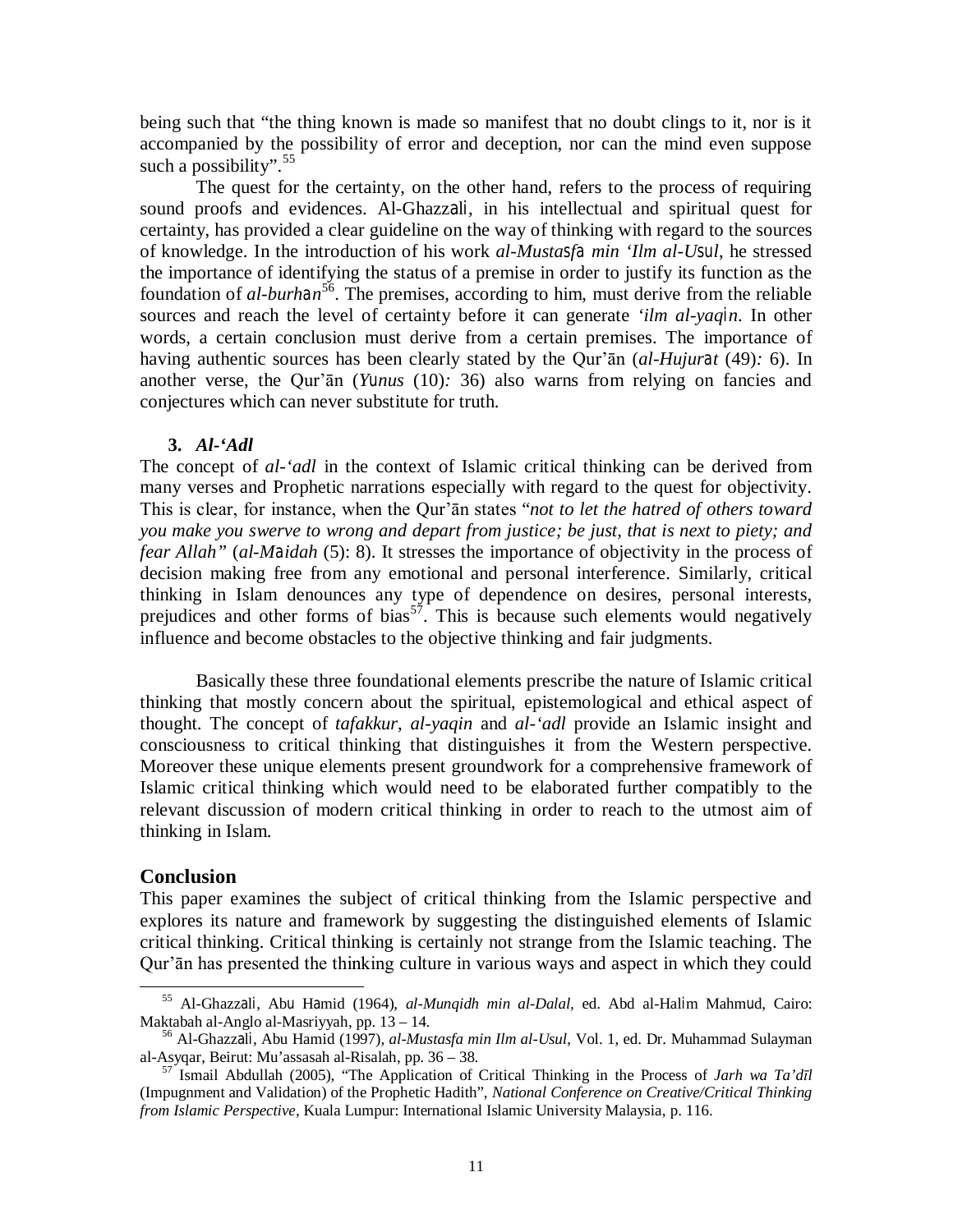being such that "the thing known is made so manifest that no doubt clings to it, nor is it accompanied by the possibility of error and deception, nor can the mind even suppose such a possibility".[55]

The quest for the certainty, on the other hand, refers to the process of requiring sound proofs and evidences. Al-Ghazzali, in his intellectual and spiritual quest for certainty, has provided a clear guideline on the way of thinking with regard to the sources of knowledge. In the introduction of his work *al-Mustasfa min 'Ilm al-Usul*, he stressed the importance of identifying the status of a premise in order to justify its function as the foundation of *al-burhan*[56]. The premises, according to him, must derive from the reliable sources and reach the level of certainty before it can generate *'ilm al-yaqin*. In other words, a certain conclusion must derive from a certain premises. The importance of having authentic sources has been clearly stated by the Qur'ān (*al-Hujurat* (49): 6). In another verse, the Qur'ān (*Yunus* (10): 36) also warns from relying on fancies and conjectures which can never substitute for truth.

**3. *Al-'Adl***

The concept of *al-'adl* in the context of Islamic critical thinking can be derived from many verses and Prophetic narrations especially with regard to the quest for objectivity. This is clear, for instance, when the Qur'ān states "*not to let the hatred of others toward you make you swerve to wrong and depart from justice; be just, that is next to piety; and fear Allah"* (*al-Maidah* (5): 8). It stresses the importance of objectivity in the process of decision making free from any emotional and personal interference. Similarly, critical thinking in Islam denounces any type of dependence on desires, personal interests, prejudices and other forms of bias[57]. This is because such elements would negatively influence and become obstacles to the objective thinking and fair judgments.

Basically these three foundational elements prescribe the nature of Islamic critical thinking that mostly concern about the spiritual, epistemological and ethical aspect of thought. The concept of *tafakkur*, *al-yaqin* and *al-'adl* provide an Islamic insight and consciousness to critical thinking that distinguishes it from the Western perspective. Moreover these unique elements present groundwork for a comprehensive framework of Islamic critical thinking which would need to be elaborated further compatibly to the relevant discussion of modern critical thinking in order to reach to the utmost aim of thinking in Islam.

## Conclusion

This paper examines the subject of critical thinking from the Islamic perspective and explores its nature and framework by suggesting the distinguished elements of Islamic critical thinking. Critical thinking is certainly not strange from the Islamic teaching. The Qur'ān has presented the thinking culture in various ways and aspect in which they could

---

[55] Al-Ghazzali, Abu Hamid (1964), *al-Munqidh min al-Dalal*, ed. Abd al-Halim Mahmud, Cairo: Maktabah al-Anglo al-Masriyyah, pp. 13 – 14.

[56] Al-Ghazzali, Abu Hamid (1997), *al-Mustasfa min Ilm al-Usul*, Vol. 1, ed. Dr. Muhammad Sulayman al-Asyqar, Beirut: Mu'assasah al-Risalah, pp. 36 – 38.

[57] Ismail Abdullah (2005), "The Application of Critical Thinking in the Process of *Jarh wa Ta'dīl* (Impugnment and Validation) of the Prophetic Hadith", *National Conference on Creative/Critical Thinking from Islamic Perspective*, Kuala Lumpur: International Islamic University Malaysia, p. 116.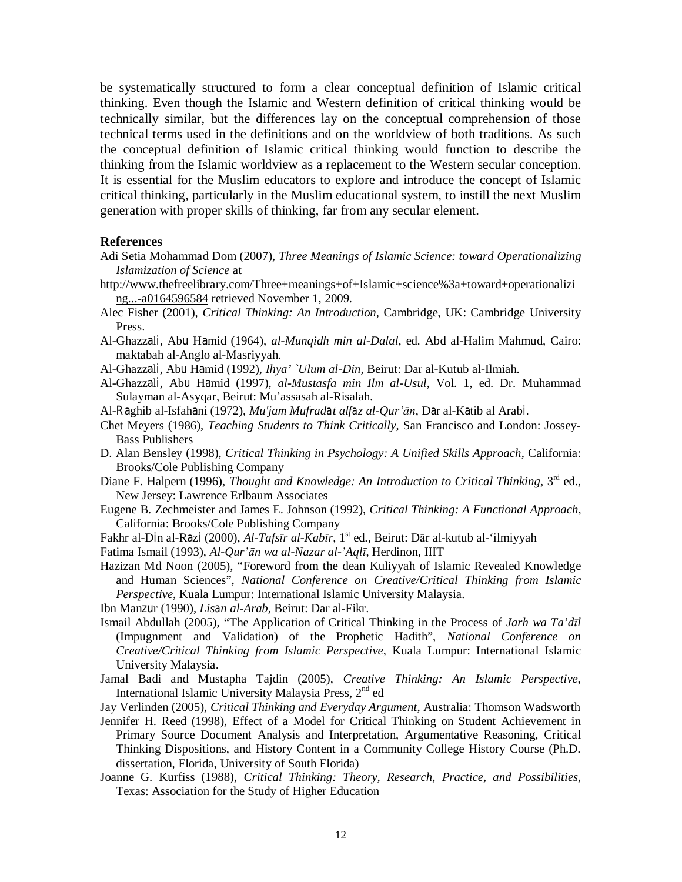be systematically structured to form a clear conceptual definition of Islamic critical thinking. Even though the Islamic and Western definition of critical thinking would be technically similar, but the differences lay on the conceptual comprehension of those technical terms used in the definitions and on the worldview of both traditions. As such the conceptual definition of Islamic critical thinking would function to describe the thinking from the Islamic worldview as a replacement to the Western secular conception. It is essential for the Muslim educators to explore and introduce the concept of Islamic critical thinking, particularly in the Muslim educational system, to instill the next Muslim generation with proper skills of thinking, far from any secular element.

## References

Adi Setia Mohammad Dom (2007), *Three Meanings of Islamic Science: toward Operationalizing Islamization of Science* at http://www.thefreelibrary.com/Three+meanings+of+Islamic+science%3a+toward+operationalizing...-a0164596584 retrieved November 1, 2009.

Alec Fisher (2001), *Critical Thinking: An Introduction*, Cambridge, UK: Cambridge University Press.

Al-Ghazzali, Abu Hamid (1964), *al-Munqidh min al-Dalal*, ed. Abd al-Halim Mahmud, Cairo: maktabah al-Anglo al-Masriyyah.

Al-Ghazzali, Abu Hamid (1992), *Ihya' `Ulum al-Din*, Beirut: Dar al-Kutub al-Ilmiah.

Al-Ghazzali, Abu Hamid (1997), *al-Mustasfa min Ilm al-Usul*, Vol. 1, ed. Dr. Muhammad Sulayman al-Asyqar, Beirut: Mu'assasah al-Risalah.

Al-Raghib al-Isfahani (1972), *Mu'jam Mufradat alfaz al-Qur'ān*, Dar al-Katib al Arabi.

Chet Meyers (1986), *Teaching Students to Think Critically*, San Francisco and London: Jossey-Bass Publishers

D. Alan Bensley (1998), *Critical Thinking in Psychology: A Unified Skills Approach*, California: Brooks/Cole Publishing Company

Diane F. Halpern (1996), *Thought and Knowledge: An Introduction to Critical Thinking*, 3rd ed., New Jersey: Lawrence Erlbaum Associates

Eugene B. Zechmeister and James E. Johnson (1992), *Critical Thinking: A Functional Approach*, California: Brooks/Cole Publishing Company

Fakhr al-Din al-Razi (2000), *Al-Tafsīr al-Kabīr*, 1st ed., Beirut: Dār al-kutub al-'ilmiyyah

Fatima Ismail (1993), *Al-Qur'ān wa al-Nazar al-'Aqlī*, Herdinon, IIIT

Hazizan Md Noon (2005), "Foreword from the dean Kuliyyah of Islamic Revealed Knowledge and Human Sciences", *National Conference on Creative/Critical Thinking from Islamic Perspective*, Kuala Lumpur: International Islamic University Malaysia.

Ibn Manzur (1990), *Lisan al-Arab*, Beirut: Dar al-Fikr.

Ismail Abdullah (2005), "The Application of Critical Thinking in the Process of *Jarh wa Ta'dīl* (Impugnment and Validation) of the Prophetic Hadith", *National Conference on Creative/Critical Thinking from Islamic Perspective*, Kuala Lumpur: International Islamic University Malaysia.

Jamal Badi and Mustapha Tajdin (2005), *Creative Thinking: An Islamic Perspective*, International Islamic University Malaysia Press, 2nd ed

Jay Verlinden (2005), *Critical Thinking and Everyday Argument*, Australia: Thomson Wadsworth

Jennifer H. Reed (1998), Effect of a Model for Critical Thinking on Student Achievement in Primary Source Document Analysis and Interpretation, Argumentative Reasoning, Critical Thinking Dispositions, and History Content in a Community College History Course (Ph.D. dissertation, Florida, University of South Florida)

Joanne G. Kurfiss (1988), *Critical Thinking: Theory, Research, Practice, and Possibilities*, Texas: Association for the Study of Higher Education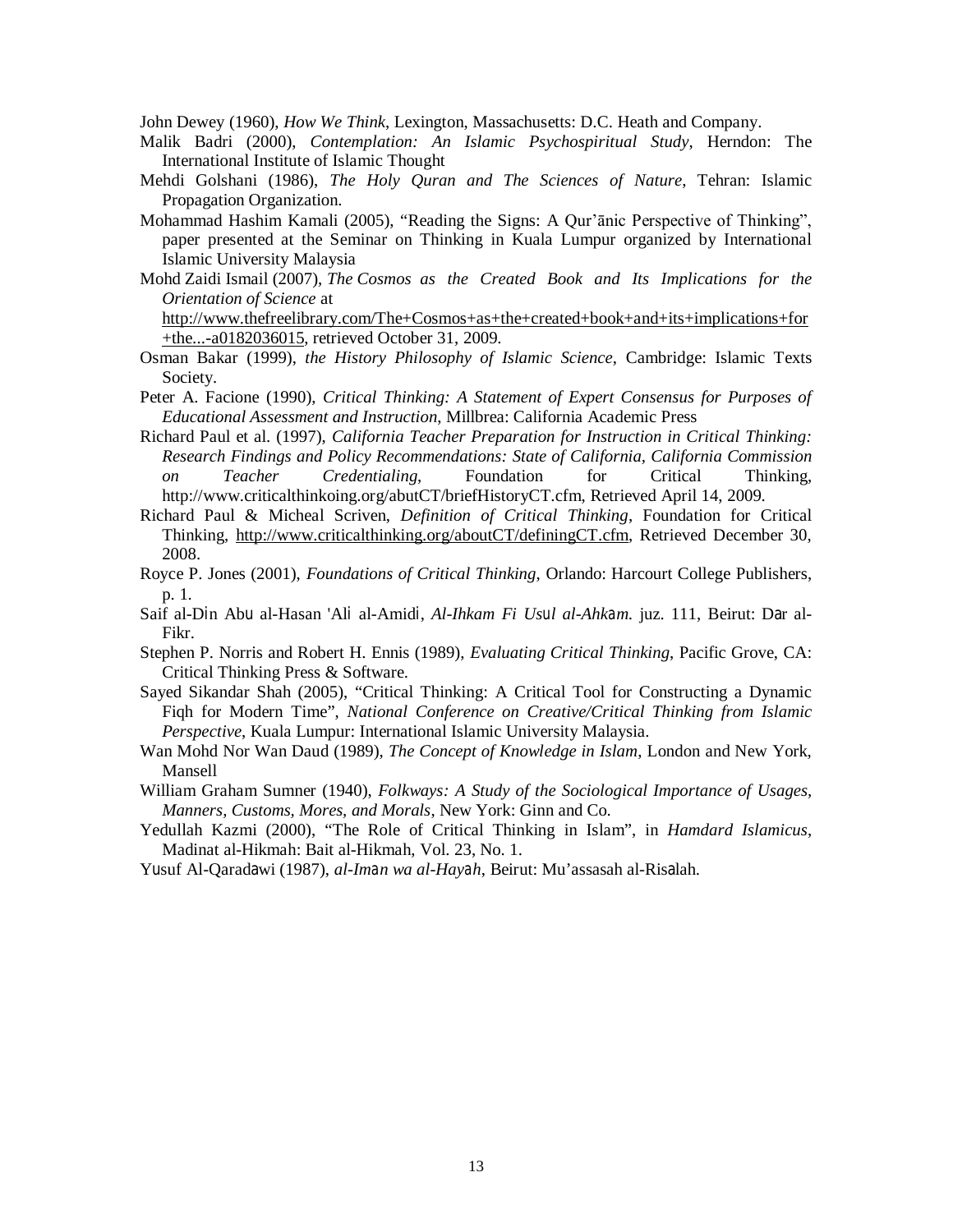John Dewey (1960), *How We Think*, Lexington, Massachusetts: D.C. Heath and Company.

Malik Badri (2000), *Contemplation: An Islamic Psychospiritual Study*, Herndon: The International Institute of Islamic Thought

Mehdi Golshani (1986), *The Holy Quran and The Sciences of Nature*, Tehran: Islamic Propagation Organization.

Mohammad Hashim Kamali (2005), "Reading the Signs: A Qur'ānic Perspective of Thinking", paper presented at the Seminar on Thinking in Kuala Lumpur organized by International Islamic University Malaysia

Mohd Zaidi Ismail (2007), *The Cosmos as the Created Book and Its Implications for the Orientation of Science* at http://www.thefreelibrary.com/The+Cosmos+as+the+created+book+and+its+implications+for+the...-a0182036015, retrieved October 31, 2009.

Osman Bakar (1999), *the History Philosophy of Islamic Science*, Cambridge: Islamic Texts Society.

Peter A. Facione (1990), *Critical Thinking: A Statement of Expert Consensus for Purposes of Educational Assessment and Instruction*, Millbrea: California Academic Press

Richard Paul et al. (1997), *California Teacher Preparation for Instruction in Critical Thinking: Research Findings and Policy Recommendations: State of California, California Commission on Teacher Credentialing*, Foundation for Critical Thinking, http://www.criticalthinkoing.org/abutCT/briefHistoryCT.cfm, Retrieved April 14, 2009.

Richard Paul & Micheal Scriven, *Definition of Critical Thinking*, Foundation for Critical Thinking, http://www.criticalthinking.org/aboutCT/definingCT.cfm, Retrieved December 30, 2008.

Royce P. Jones (2001), *Foundations of Critical Thinking*, Orlando: Harcourt College Publishers, p. 1.

Saif al-Din Abu al-Hasan 'Ali al-Amidi, *Al-Ihkam Fi Usul al-Ahkam*. juz. 111, Beirut: Dar al-Fikr.

Stephen P. Norris and Robert H. Ennis (1989), *Evaluating Critical Thinking*, Pacific Grove, CA: Critical Thinking Press & Software.

Sayed Sikandar Shah (2005), "Critical Thinking: A Critical Tool for Constructing a Dynamic Fiqh for Modern Time", *National Conference on Creative/Critical Thinking from Islamic Perspective*, Kuala Lumpur: International Islamic University Malaysia.

Wan Mohd Nor Wan Daud (1989), *The Concept of Knowledge in Islam*, London and New York, Mansell

William Graham Sumner (1940), *Folkways: A Study of the Sociological Importance of Usages, Manners, Customs, Mores, and Morals*, New York: Ginn and Co.

Yedullah Kazmi (2000), "The Role of Critical Thinking in Islam", in *Hamdard Islamicus*, Madinat al-Hikmah: Bait al-Hikmah, Vol. 23, No. 1.

Yusuf Al-Qaradawi (1987), *al-Iman wa al-Hayah*, Beirut: Mu'assasah al-Risalah.